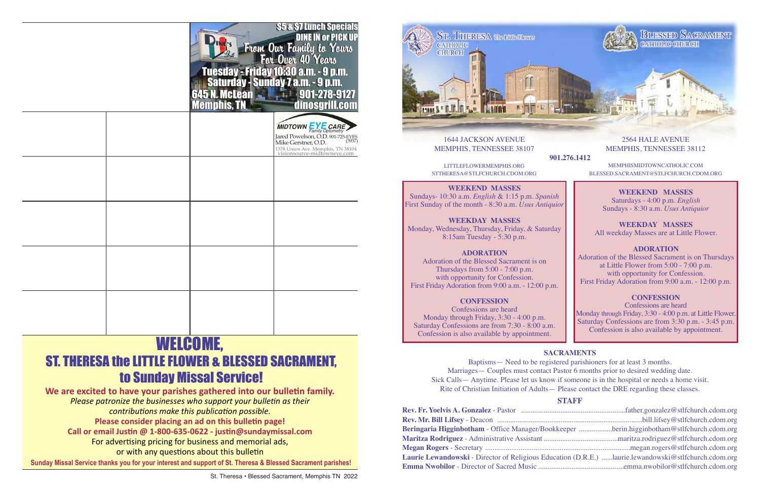$5 & $7 Lunch Specials
DINE IN or PICK UP
From Our Family to Yours
For Over 40 Years
Tuesday - Friday 10:30 a.m. - 9 p.m.
Saturday - Sunday 7 a.m. - 9 p.m.
645 N. McLean
Memphis, TN
901-278-9127
dinosgrill.com

MIDTOWN EYE CARE
Family Optometry
Jared Powelson, O.D. 901-725-EYES (3937)
Mike Gerstner, O.D.
1378 Union Ave. Memphis, TN 38104
visionsource-midtowneye.com

# WELCOME, ST. THERESA the LITTLE FLOWER & BLESSED SACRAMENT, to Sunday Missal Service!

**We are excited to have your parishes gathered into our bulletin family.**

*Please patronize the businesses who support your bulletin as their contributions make this publication possible.*

**Please consider placing an ad on this bulletin page!**

**Call or email Justin @ 1-800-635-0622 - justin@sundaymissal.com**

For advertising pricing for business and memorial ads, or with any questions about this bulletin

**Sunday Missal Service thanks you for your interest and support of St. Theresa & Blessed Sacrament parishes!**

St. Theresa • Blessed Sacrament, Memphis TN 2022

## ST. THERESA The Little Flower CATHOLIC CHURCH

1644 JACKSON AVENUE
MEMPHIS, TENNESSEE 38107

LITTLEFLOWERMEMPHIS.ORG
STTHERESA@STLFCHURCH.CDOM.ORG

## BLESSED SACRAMENT CATHOLIC CHURCH

2564 HALE AVENUE
MEMPHIS, TENNESSEE 38112

MEMPHISMIDTOWNCATHOLIC.COM
BLESSED.SACRAMENT@STLFCHURCH.CDOM.ORG

**901.276.1412**

### St. Theresa the Little Flower

**WEEKEND MASSES**
Sundays- 10:30 a.m. *English* & 1:15 p.m. *Spanish*
First Sunday of the month - 8:30 a.m. *Usus Antiquior*

**WEEKDAY MASSES**
Monday, Wednesday, Thursday, Friday, & Saturday 8:15am Tuesday - 5:30 p.m.

**ADORATION**
Adoration of the Blessed Sacrament is on Thursdays from 5:00 - 7:00 p.m. with opportunity for Confession.
First Friday Adoration from 9:00 a.m. - 12:00 p.m.

**CONFESSION**
Confessions are heard Monday through Friday, 3:30 - 4:00 p.m.
Saturday Confessions are from 7:30 - 8:00 a.m.
Confession is also available by appointment.

### Blessed Sacrament

**WEEKEND MASSES**
Saturdays - 4:00 p.m. *English*
Sundays - 8:30 a.m. *Usus Antiquior*

**WEEKDAY MASSES**
All weekday Masses are at Little Flower.

**ADORATION**
Adoration of the Blessed Sacrament is on Thursdays at Little Flower from 5:00 - 7:00 p.m. with opportunity for Confession.
First Friday Adoration from 9:00 a.m. - 12:00 p.m.

**CONFESSION**
Confessions are heard Monday through Friday, 3:30 - 4:00 p.m. at Little Flower.
Saturday Confessions are from 3:30 p.m. - 3:45 p.m.
Confession is also available by appointment.

### SACRAMENTS

Baptisms— Need to be registered parishioners for at least 3 months.
Marriages— Couples must contact Pastor 6 months prior to desired wedding date.
Sick Calls— Anytime. Please let us know if someone is in the hospital or needs a home visit.
Rite of Christian Initiation of Adults— Please contact the DRE regarding these classes.

### STAFF

**Rev. Fr. Yoelvis A. Gonzalez** - Pastor ........ father.gonzalez@stlfchurch.cdom.org
**Rev. Mr. Bill Lifsey** - Deacon ........ bill.lifsey@stlfchurch.cdom.org
**Beringaria Higginbotham** - Office Manager/Bookkeeper ........ berin.higginbotham@stlfchurch.cdom.org
**Maritza Rodriguez** - Administrative Assistant ........ maritza.rodriguez@stlfchurch.cdom.org
**Megan Rogers** - Secretary ........ megan.rogers@stlfchurch.cdom.org
**Laurie Lewandowski** - Director of Religious Education (D.R.E.) ........ laurie.lewandowski@stlfchurch.cdom.org
**Emma Nwobilor** - Director of Sacred Music ........ emma.nwobilor@stlfchurch.cdom.org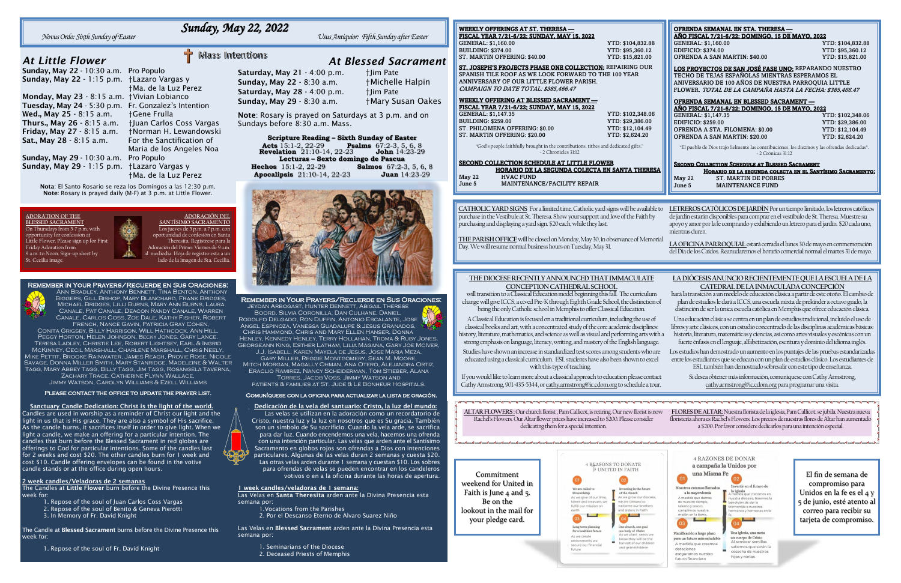# Sunday, May 22, 2022

*Novus Ordo: Sixth Sunday of Easter* — *Usus Antiquior: Fifth Sunday after Easter*

## Mass Intentions

### At Little Flower

| | |
|---|---|
| **Sunday, May 22** - 10:30 a.m. | Pro Populo |
| **Sunday, May 22** - 1:15 p.m. | †Lazaro Vargas y †Ma. de la Luz Perez |
| **Monday, May 23** - 8:15 a.m. | †Vivian Lobianco |
| **Tuesday, May 24** - 5:30 p.m. | Fr. Gonzalez's Intention |
| **Wed., May 25** - 8:15 a.m. | †Gene Frulla |
| **Thurs., May 26** - 8:15 a.m. | †Juan Carlos Coss Vargas |
| **Friday, May 27** - 8:15 a.m. | †Norman H. Lewandowski |
| **Sat., May 28** - 8:15 a.m. | For the Sanctification of Maria de los Angeles Noa |
| **Sunday, May 29** - 10:30 a.m. | Pro Populo |
| **Sunday, May 29** - 1:15 p.m. | †Lazaro Vargas y †Ma. de la Luz Perez |

**Nota**: El Santo Rosario se reza los Domingos a las 12:30 p.m.
**Note:** Rosary is prayed daily (M-F) at 3 p.m. at Little Flower.

### At Blessed Sacrament

| | |
|---|---|
| **Saturday, May 21** - 4:00 p.m. | †Jim Pate |
| **Sunday, May 22** - 8:30 a.m. | †Michelle Halpin |
| **Saturday, May 28** - 4:00 p.m. | †Jim Pate |
| **Sunday, May 29** - 8:30 a.m. | †Mary Susan Oakes |

**Note**: Rosary is prayed on Saturdays at 3 p.m. and on Sundays before 8:30 a.m. Mass.

**Scripture Reading – Sixth Sunday of Easter**
**Acts** 15:1-2, 22-29 **Psalms** 67:2-3, 5, 6, 8
**Revelation** 21:10-14, 22-23 **John** 14:23-29

**Lecturas – Sexto domingo de Pascua**
**Hechos** 15:1-2, 22-29 **Salmos** 67:2-3, 5, 6, 8
**Apocalipsis** 21:10-14, 22-23 **Juan** 14:23-29

## Adoration of the Blessed Sacrament

On Thursdays from 5-7 p.m. with opportunity for confession at Little Flower. Please sign up for First Friday Adoration from 9 a.m. to Noon. Sign-up sheet by St. Cecilia image.

## Adoración del Santísimo Sacramento

Los jueves de 5 p.m. a 7 p.m. con oportunidad de confesión en Santa Theresita. Regístrese para la Adoración del Primer Viernes de 9 a.m. al mediodía. Hoja de registro esta a un lado de la imagen de Sta. Cecilia.

## Remember in Your Prayers/Recuerde en Sus Oraciones:

Ann Bradley, Anthony Bennett, Tina Benton, Anthony Biggers, Gill Bishop, Mary Blanchard, Frank Bridges, Michael Bridges, Lilli Burns, Mary Ann Burns, Laura Canale, Pat Canale, Deacon Randy Canale, Warren Canale, Carlos Coss, Zoe Dale, Kathy Fisher, Robert French, Nance Gavin, Patricia Gray Cohen, Conita Grigsby, Billy Harrison, Will Hatchcock, Ann Hill, Peggy Horton, Helen Johnson, Becky Jones, Gary Lance, Teresa Ladley, Christie Lee, Robert Lightsey, Earl & Ingrid McKinney, Cecil Marshall, Charlene Marshall, Chris Neely, Mike Pettit, Brooke Rainwater, James Reagh, Provie Rose, Nicole Savage, Donna Miller Smith, Mary Stanridge, Madeleine & Walter Tagg, Mary Abbey Tagg, Billy Tagg, Jim Tagg, Rosangela Taverna, Zachary Trace, Catherine Flynn Wallace, Jimmy Watson, Carolyn Williams & Ezell Williams

**Please contact the office to update the prayer list.**

## Remember in Your Prayers/Recuerde en Sus Oraciones:

Jeydan Arbogast, Hunter Bennett, Abigail Therese Boord, Silvia Coronilla, Dan Culhane, Daniel, Rodolfo Delgado, Ron Duffin, Antonio Escalante, Jose Angel Espinoza, Vanessa Guadalupe & Jesus Granados, Chris Hammond, Chris and Mary Ellen Hanser, Donna Henley, Kennedy Henley, Terry Hollahan, Troma & Ruby Jones, Georgeann King, Esther Latham, Lilia Magana, Gary Joe McIver, J.J. Isabell, Karen Mayela de Jesus, Jose Maria Meza, Gary Miller, Reggie Montgomery, Sean M. Moore, Mitch Morgan, Magally Ohman, Ana Otero, Alejandra Ortiz, Eraclio Ramirez, Nancy Scheiderman, Tom Stieber, Alana Torres, Jacob Voss, Jimmy Watson and patients & families at St. Jude & Le Bonheur Hospitals.

**Comuníquese con la oficina para actualizar la lista de oración.**

## Sanctuary Candle Dedication: Christ is the light of the world.

Candles are used in worship as a reminder of Christ our light and the light in us that is His grace. They are also a symbol of His sacrifice. As the candle burns, it sacrifices itself in order to give light. When we light a candle, we make an offering for a particular intention. The candles that burn before the Blessed Sacrament in red globes are offerings to God for particular intentions. Some of the candles last for 2 weeks and cost $20. The other candles burn for 1 week and cost $10. Candle offering envelopes can be found in the votive candle stands or at the office during open hours.

## Dedicación de la vela del santuario: Cristo, la luz del mundo:

Las velas se utilizan en la adoración como un recordatorio de Cristo, nuestra luz y la luz en nosotros que es Su gracia. También son un símbolo de Su sacrificio. Cuando la vela arde, se sacrifica para dar luz. Cuando encendemos una vela, hacemos una ofrenda con una intención particular. Las velas que arden ante el Santísimo Sacramento en globos rojos son ofrendas a Dios con intenciones particulares. Algunas de las velas duran 2 semanas y cuesta $20. Las otras velas arden durante 1 semana y cuestan $10. Los sobres para ofrendas de velas se pueden encontrar en los candeleros votivos o en a la oficina durante las horas de apertura.

### 2 week candles/Veladoras de 2 semanas

The Candles at **Little Flower** burn before the Divine Presence this week for:

1. Repose of the soul of Juan Carlos Coss Vargas
2. Repose of the soul of Benito & Geneva Pierotti
3. In Memory of Fr. David Knight

The Candle at **Blessed Sacrament** burns before the Divine Presence this week for:

1. Repose of the soul of Fr. David Knight

### 1 week candles/veladoras de 1 semana:

Las Velas en **Santa Theresita** arden ante la Divina Presencia esta semana por:

1. Vocations from the Parishes
2. Por el Descanso Eterno de Alvaro Suarez Niño

Las Velas en **Blessed Sacrament** arden ante la Divina Presencia esta semana por:

1. Seminarians of the Diocese
2. Deceased Priests of Memphis

## Weekly Offerings at St. Theresa — Fiscal Year 7/21-6/22; Sunday, May 15, 2022

| | | |
|---|---|---|
| GENERAL: $1,160.00 | | YTD: $104,832.88 |
| BUILDING: $374.00 | | YTD: $95,360.12 |
| ST. MARTIN OFFERING: $40.00 | | YTD: $15,821.00 |

**St. Joseph's Projects Phase One Collection:** Repairing our Spanish tile roof as we look forward to the 100 year anniversary of our Little Flower Parish. *Campaign to date total: $385,466.47*

## Weekly Offering at Blessed Sacrament — Fiscal Year 7/21-6/22; Sunday, May 15, 2022

| | |
|---|---|
| GENERAL: $1,147.35 | YTD: $102,348.06 |
| BUILDING: $259.00 | YTD: $29,386.00 |
| ST. PHILOMENA OFFERING: $0.00 | YTD: $12,104.49 |
| ST. MARTIN OFFERING: $20.00 | YTD: $2,624.20 |

"God's people faithfully brought in the contributions, tithes and dedicated gifts." ~ 2 Chronicles 31:12

## Second Collection Schedule at Little Flower / Horario de la Segunda Colecta en Santa Theresa

| | |
|---|---|
| May 22 | HVAC FUND |
| June 5 | MAINTENANCE/FACILITY REPAIR |

## Ofrenda Semanal en Sta. Theresa — Año Fiscal 7/21-6/22; Domingo, 15 de Mayo, 2022

| | |
|---|---|
| GENERAL: $1,160.00 | YTD: $104,832.88 |
| EDIFICIO: $374.00 | YTD: $95,360.12 |
| OFRENDA A SAN MARTIN: $40.00 | YTD: $15,821.00 |

**Los proyectos de San José fase uno:** Reparando nuestro techo de tejas españolas mientras esperamos el aniversario de 100 años de nuestra parroquia Little Flower. *Total de la campaña hasta la fecha: $385,466.47*

## Ofrenda Semanal en Blessed Sacrament — Año Fiscal 7/21-6/22; Domingo, 15 de Mayo, 2022

| | |
|---|---|
| GENERAL: $1,147.35 | YTD: $102,348.06 |
| EDIFICIO: $259.00 | YTD: $29,386.00 |
| OFRENDA A STA. FILOMENA: $0.00 | YTD: $12,104.49 |
| OFRENDA A SAN MARTIN: $20.00 | YTD: $2,624.20 |

"El pueblo de Dios trajo fielmente las contribuciones, los diezmos y las ofrendas dedicadas". ~ 2 Crónicas 31:12

## Second Collection Schedule at Blessed Sacrament / Horario de la segunda colecta en el Santísimo Sacramento:

| | |
|---|---|
| May 22 | ST. MARTIN DE PORRES |
| June 5 | MAINTENANCE FUND |

**CATHOLIC YARD SIGNS** For a limited time, Catholic yard signs will be available to purchase in the Vestibule at St. Theresa. Show your support and love of the Faith by purchasing and displaying a yard sign. $20 each, while they last.

**THE PARISH OFFICE** will be closed on Monday, May 30, in observance of Memorial Day. We will resume normal business hours on Tuesday, May 31.

**LETREROS CATÓLICOS DE JARDÍN** Por un tiempo limitado, los letreros católicos de jardín estarán disponibles para comprar en el vestíbulo de St. Theresa. Muestre su apoyo y amor por la fe comprando y exhibiendo un letrero para el jardín. $20 cada uno, mientras duren.

**LA OFICINA PARROQUIAL** estará cerrada el lunes 30 de mayo en conmemoración del Día de los Caídos. Reanudaremos el horario comercial normal el martes 31 de mayo.

## The Diocese Recently Announced that Immaculate Conception Cathedral School

will transition to a Classical Education model beginning this fall. The curriculum change will give ICCS, a co-ed Pre-K through Eighth Grade School, the distinction of being the only Catholic school in Memphis to offer Classical Education.

A Classical Education is focused on a traditional curriculum, including the use of classical books and art, with a concentrated study of the core academic disciplines: history, literature, mathematics, and science as well as visual and performing arts with a strong emphasis on language, literacy, writing, and mastery of the English language.

Studies have shown an increase in standardized test scores among students who are educated using a classical curriculum. ESL students have also been shown to excel with this type of teaching.

If you would like to learn more about a classical approach to education please contact Cathy Armstrong, 901-435-5344, or cathy.armstrong@ic.cdom.org to schedule a tour.

## La Diócesis Anunció Recientemente que la Escuela de la Catedral de la Inmaculada Concepción

hará la transición a un modelo de educación clásica a partir de este otoño. El cambio de plan de estudios le dará a ICCS, una escuela mixta de prekínder a octavo grado, la distinción de ser la única escuela católica en Memphis que ofrece educación clásica.

Una educación clásica se centra en un plan de estudios tradicional, incluido el uso de libros y arte clásicos, con un estudio concentrado de las disciplinas académicas básicas: historia, literatura, matemáticas y ciencias, así como artes visuales y escénicas con un fuerte énfasis en el lenguaje, alfabetización, escritura y dominio del idioma inglés.

Los estudios han demostrado un aumento en los puntajes de las pruebas estandarizadas entre los estudiantes que se educan con un plan de estudios clásico. Los estudiantes de ESL también han demostrado sobresalir con este tipo de enseñanza.

Si desea obtener más información, comuníquese con Cathy Armstrong, cathy.armstrong@ic.cdom.org para programar una visita.

**ALTAR FLOWERS:** Our church florist, Pam Callicot, is retiring. Our new florist is now Rachel's Flowers. Our Altar flower prices have increased to $200. Please consider dedicating them for a special intention.

**FLORES DE ALTAR:** Nuestra florista de la iglesia, Pam Callicot, se jubila. Nuestra nueva floristería ahora es Rachel's Flowers. Los precios de nuestras flores de Altar han aumentado a $200. Por favor considere dedicarlos para una intención especial.

Commitment weekend for United in Faith is June 4 and 5. Be on the lookout in the mail for your pledge card.

### 4 Reasons to Donate / United in Faith

01 We are called to Stewardship — As we give of our time, talent and treasure, we fulfill our mission on earth

02 Investing in the future of the church — As we grow our diocese, we are blessed to welcome our brothers and sisters in Faith

03 Long term planning for a healthier future — As we create endowments we secure our financial future

04 One church, one goal one body of Christ — As we plant seeds we know they will be the harvest of our children and grandchildren

### 4 Razones de Donar a campaña la Unidos por una Misma Fe

01 Nosotros estamos llamados a la mayordomía — A medida que damos de nuestro tiempo, talento y tesoro, cumplimos nuestra misión en la tierra.

02 Invertir en el futuro de la iglesia — A medida que crecemos en nuestra diócesis, tenemos la bendición de dar la bienvenida a nuestros hermanos y hermanas en la fe.

03 Planificación a largo plazo para un futuro más saludable — A medida que creamos dotaciones aseguramos nuestro futuro financiero

04 Una iglesia, una meta un cuerpo de Cristo — Al sembrar semillas sabemos que serán la cosecha de nuestros hijos y nietos

El fin de semana de compromiso para Unidos en la fe es el 4 y 5 de junio, esté atento al correo para recibir su tarjeta de compromiso.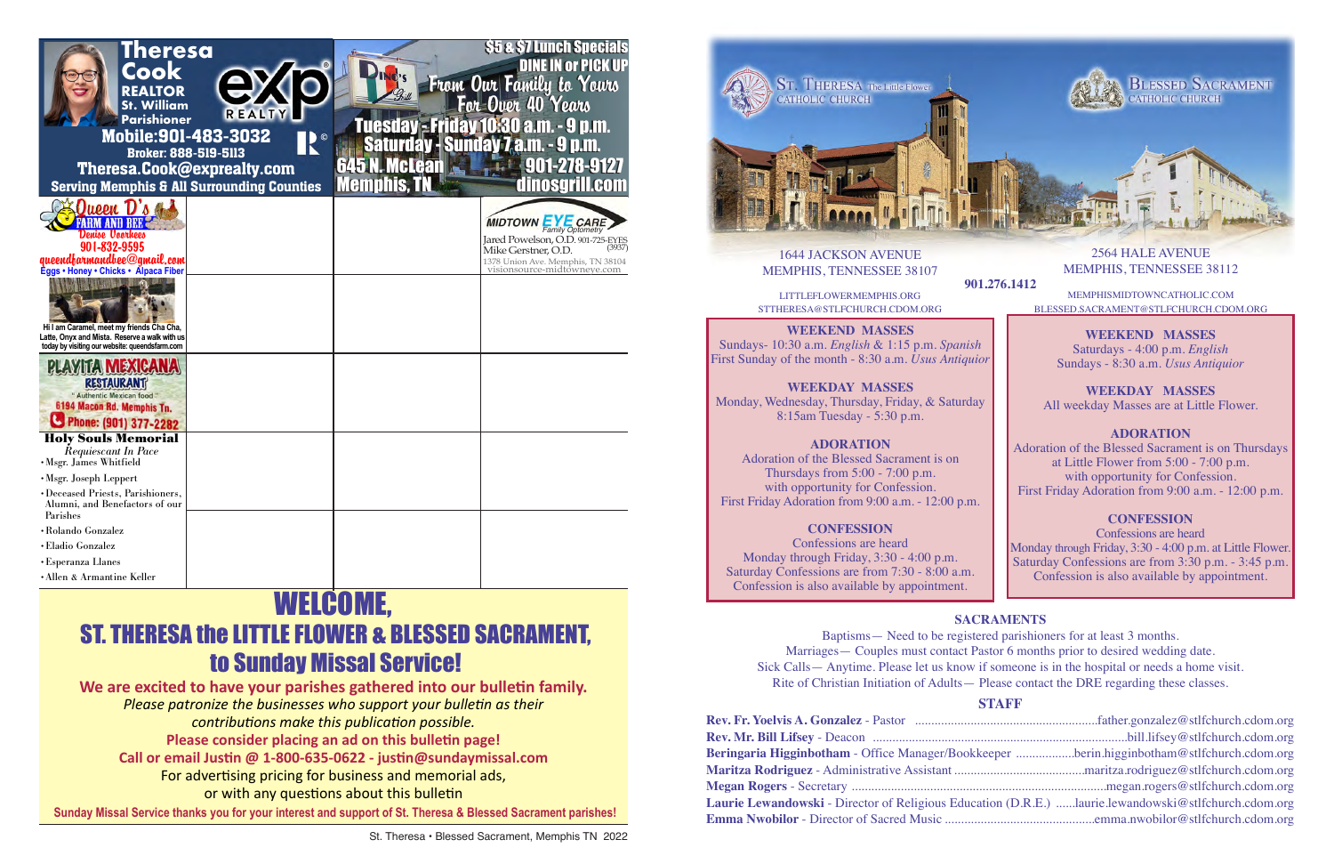**Theresa Cook**
REALTOR
St. William Parishioner

exp REALTY

Mobile:901-483-3032
Broker: 888-519-5113
Theresa.Cook@exprealty.com
Serving Memphis & All Surrounding Counties

**$5 & $7 Lunch Specials**
DINE IN or PICK UP
From Our Family to Yours For Over 40 Years
Tuesday - Friday 10:30 a.m. - 9 p.m.
Saturday - Sunday 7 a.m. - 9 p.m.
645 N. McLean Memphis, TN
901-278-9127
dinosgrill.com

**Queen D's FARM AND BEE**
Denise Voorhees
901-832-9595
queendfarmandbee@gmail.com
Eggs • Honey • Chicks • Alpaca Fiber

Hi I am Caramel, meet my friends Cha Cha, Latte, Onyx and Mista. Reserve a walk with us today by visiting our website: queendsfarm.com

**MIDTOWN EYE CARE**
Family Optometry
Jared Powelson, O.D. 901-725-EYES (3937)
Mike Gerstner, O.D.
1378 Union Ave. Memphis, TN 38104
visionsource-midtowneye.com

**PLAYITA MEXICANA RESTAURANT**
" Authentic Mexican food "
6194 Macon Rd. Memphis Tn.
Phone: (901) 377-2282

**Holy Souls Memorial**
*Requiescant In Pace*
- Msgr. James Whitfield
- Msgr. Joseph Leppert
- Deceased Priests, Parishioners, Alumni, and Benefactors of our Parishes
- Rolando Gonzalez
- Eladio Gonzalez
- Esperanza Llanes
- Allen & Armantine Keller

# WELCOME, ST. THERESA the LITTLE FLOWER & BLESSED SACRAMENT, to Sunday Missal Service!

**We are excited to have your parishes gathered into our bulletin family.**
*Please patronize the businesses who support your bulletin as their contributions make this publication possible.*
**Please consider placing an ad on this bulletin page!**
**Call or email Justin @ 1-800-635-0622 - justin@sundaymissal.com**
For advertising pricing for business and memorial ads, or with any questions about this bulletin
**Sunday Missal Service thanks you for your interest and support of St. Theresa & Blessed Sacrament parishes!**

St. Theresa • Blessed Sacrament, Memphis TN 2022

## St. Theresa The Little Flower Catholic Church

1644 JACKSON AVENUE
MEMPHIS, TENNESSEE 38107

LITTLEFLOWERMEMPHIS.ORG
STTHERESA@STLFCHURCH.CDOM.ORG

901.276.1412

### WEEKEND MASSES
Sundays- 10:30 a.m. *English* & 1:15 p.m. *Spanish*
First Sunday of the month - 8:30 a.m. *Usus Antiquior*

### WEEKDAY MASSES
Monday, Wednesday, Thursday, Friday, & Saturday 8:15am Tuesday - 5:30 p.m.

### ADORATION
Adoration of the Blessed Sacrament is on Thursdays from 5:00 - 7:00 p.m. with opportunity for Confession.
First Friday Adoration from 9:00 a.m. - 12:00 p.m.

### CONFESSION
Confessions are heard Monday through Friday, 3:30 - 4:00 p.m.
Saturday Confessions are from 7:30 - 8:00 a.m.
Confession is also available by appointment.

## Blessed Sacrament Catholic Church

2564 HALE AVENUE
MEMPHIS, TENNESSEE 38112

MEMPHISMIDTOWNCATHOLIC.COM
BLESSED.SACRAMENT@STLFCHURCH.CDOM.ORG

### WEEKEND MASSES
Saturdays - 4:00 p.m. *English*
Sundays - 8:30 a.m. *Usus Antiquior*

### WEEKDAY MASSES
All weekday Masses are at Little Flower.

### ADORATION
Adoration of the Blessed Sacrament is on Thursdays at Little Flower from 5:00 - 7:00 p.m. with opportunity for Confession.
First Friday Adoration from 9:00 a.m. - 12:00 p.m.

### CONFESSION
Confessions are heard Monday through Friday, 3:30 - 4:00 p.m. at Little Flower.
Saturday Confessions are from 3:30 p.m. - 3:45 p.m.
Confession is also available by appointment.

### SACRAMENTS
Baptisms— Need to be registered parishioners for at least 3 months.
Marriages— Couples must contact Pastor 6 months prior to desired wedding date.
Sick Calls— Anytime. Please let us know if someone is in the hospital or needs a home visit.
Rite of Christian Initiation of Adults— Please contact the DRE regarding these classes.

### STAFF
**Rev. Fr. Yoelvis A. Gonzalez** - Pastor .......father.gonzalez@stlfchurch.cdom.org
**Rev. Mr. Bill Lifsey** - Deacon .......bill.lifsey@stlfchurch.cdom.org
**Beringaria Higginbotham** - Office Manager/Bookkeeper .......berin.higginbotham@stlfchurch.cdom.org
**Maritza Rodriguez** - Administrative Assistant .......maritza.rodriguez@stlfchurch.cdom.org
**Megan Rogers** - Secretary .......megan.rogers@stlfchurch.cdom.org
**Laurie Lewandowski** - Director of Religious Education (D.R.E.) .......laurie.lewandowski@stlfchurch.cdom.org
**Emma Nwobilor** - Director of Sacred Music .......emma.nwobilor@stlfchurch.cdom.org